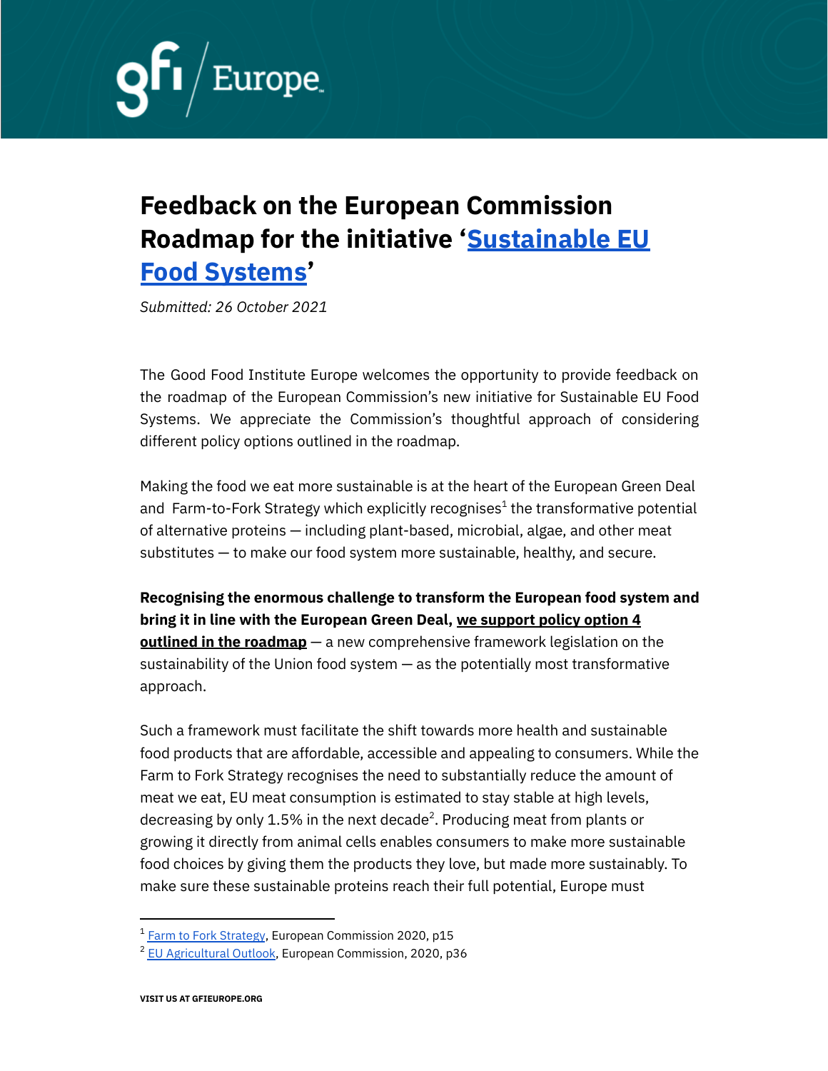# Feedback on the European Commission Roadmap for the initiative 'Sustainable EU Food Systems'

*Submitted: 26 October 2021*

The Good Food Institute Europe welcomes the opportunity to provide feedback on the roadmap of the European Commission's new initiative for Sustainable EU Food Systems. We appreciate the Commission's thoughtful approach of considering different policy options outlined in the roadmap.

Making the food we eat more sustainable is at the heart of the European Green Deal and Farm-to-Fork Strategy which explicitly recognises[1] the transformative potential of alternative proteins — including plant-based, microbial, algae, and other meat substitutes — to make our food system more sustainable, healthy, and secure.

**Recognising the enormous challenge to transform the European food system and bring it in line with the European Green Deal, we support policy option 4 outlined in the roadmap** — a new comprehensive framework legislation on the sustainability of the Union food system — as the potentially most transformative approach.

Such a framework must facilitate the shift towards more health and sustainable food products that are affordable, accessible and appealing to consumers. While the Farm to Fork Strategy recognises the need to substantially reduce the amount of meat we eat, EU meat consumption is estimated to stay stable at high levels, decreasing by only 1.5% in the next decade[2]. Producing meat from plants or growing it directly from animal cells enables consumers to make more sustainable food choices by giving them the products they love, but made more sustainably. To make sure these sustainable proteins reach their full potential, Europe must

---

[1] Farm to Fork Strategy, European Commission 2020, p15

[2] EU Agricultural Outlook, European Commission, 2020, p36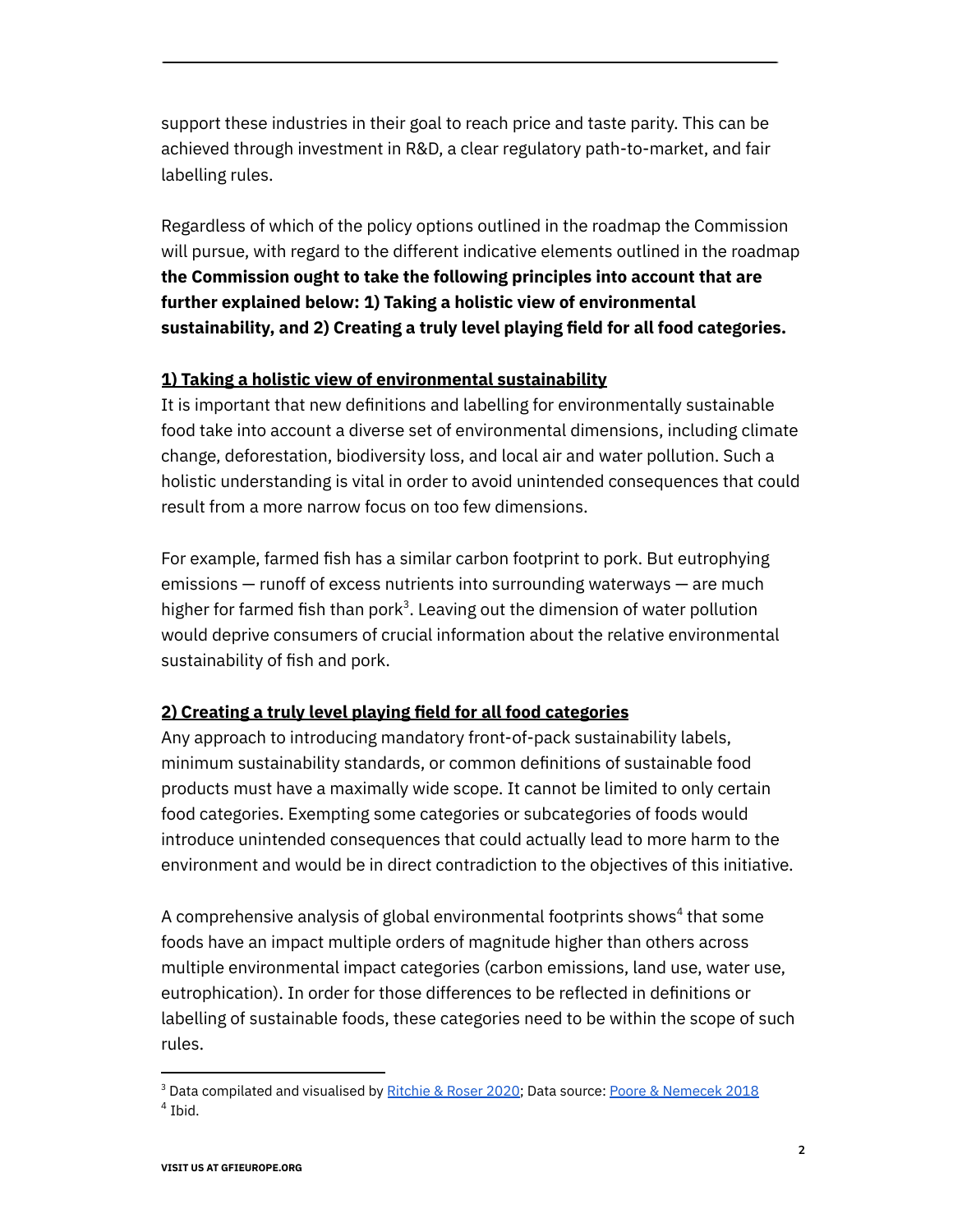support these industries in their goal to reach price and taste parity. This can be achieved through investment in R&D, a clear regulatory path-to-market, and fair labelling rules.

Regardless of which of the policy options outlined in the roadmap the Commission will pursue, with regard to the different indicative elements outlined in the roadmap **the Commission ought to take the following principles into account that are further explained below: 1) Taking a holistic view of environmental sustainability, and 2) Creating a truly level playing field for all food categories.**

**1) Taking a holistic view of environmental sustainability**

It is important that new definitions and labelling for environmentally sustainable food take into account a diverse set of environmental dimensions, including climate change, deforestation, biodiversity loss, and local air and water pollution. Such a holistic understanding is vital in order to avoid unintended consequences that could result from a more narrow focus on too few dimensions.

For example, farmed fish has a similar carbon footprint to pork. But eutrophying emissions — runoff of excess nutrients into surrounding waterways — are much higher for farmed fish than pork[3]. Leaving out the dimension of water pollution would deprive consumers of crucial information about the relative environmental sustainability of fish and pork.

**2) Creating a truly level playing field for all food categories**

Any approach to introducing mandatory front-of-pack sustainability labels, minimum sustainability standards, or common definitions of sustainable food products must have a maximally wide scope. It cannot be limited to only certain food categories. Exempting some categories or subcategories of foods would introduce unintended consequences that could actually lead to more harm to the environment and would be in direct contradiction to the objectives of this initiative.

A comprehensive analysis of global environmental footprints shows[4] that some foods have an impact multiple orders of magnitude higher than others across multiple environmental impact categories (carbon emissions, land use, water use, eutrophication). In order for those differences to be reflected in definitions or labelling of sustainable foods, these categories need to be within the scope of such rules.

---

[3] Data compiled and visualised by Ritchie & Roser 2020; Data source: Poore & Nemecek 2018

[4] Ibid.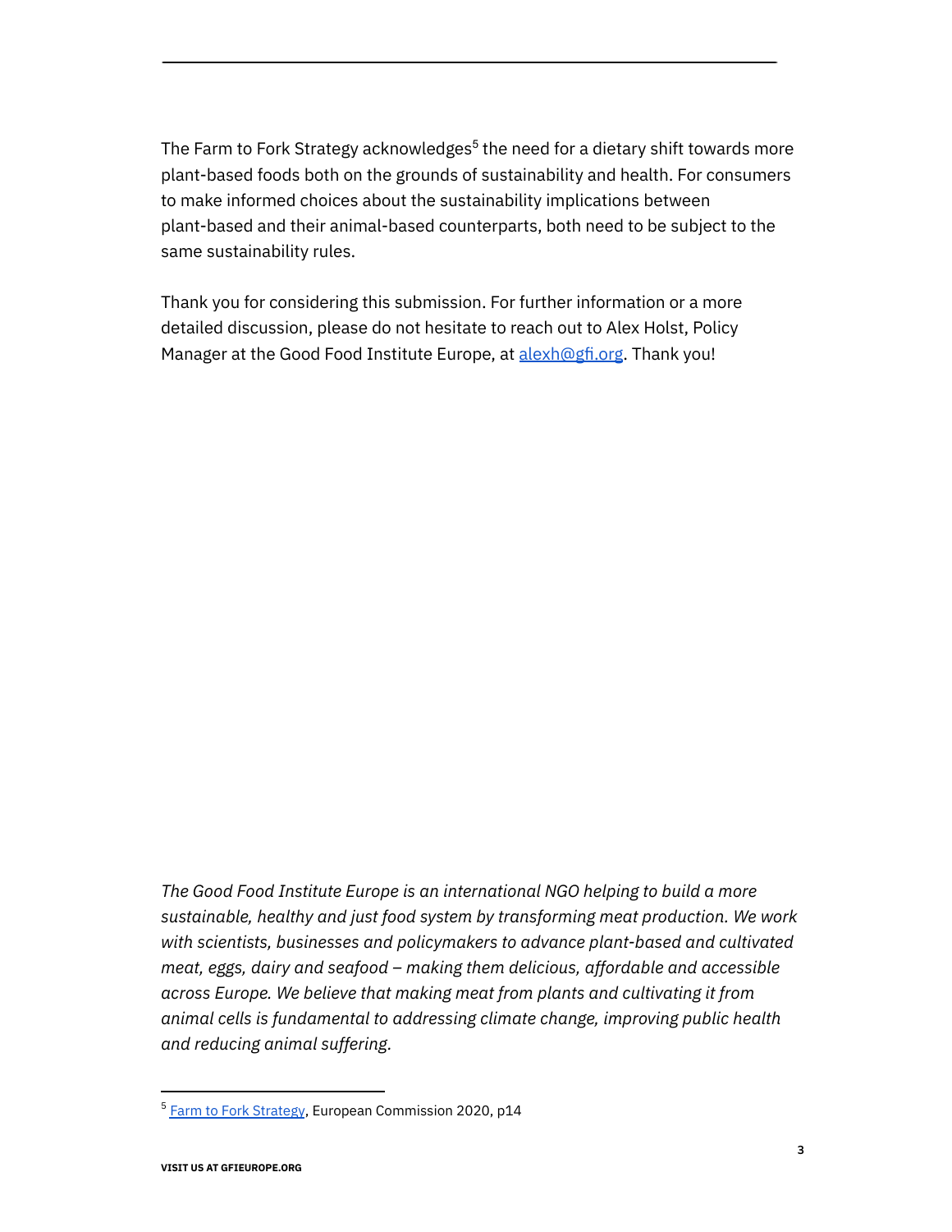The Farm to Fork Strategy acknowledges[5] the need for a dietary shift towards more plant-based foods both on the grounds of sustainability and health. For consumers to make informed choices about the sustainability implications between plant-based and their animal-based counterparts, both need to be subject to the same sustainability rules.

Thank you for considering this submission. For further information or a more detailed discussion, please do not hesitate to reach out to Alex Holst, Policy Manager at the Good Food Institute Europe, at [alexh@gfi.org](mailto:alexh@gfi.org). Thank you!

*The Good Food Institute Europe is an international NGO helping to build a more sustainable, healthy and just food system by transforming meat production. We work with scientists, businesses and policymakers to advance plant-based and cultivated meat, eggs, dairy and seafood – making them delicious, affordable and accessible across Europe. We believe that making meat from plants and cultivating it from animal cells is fundamental to addressing climate change, improving public health and reducing animal suffering.*

[5] Farm to Fork Strategy, European Commission 2020, p14